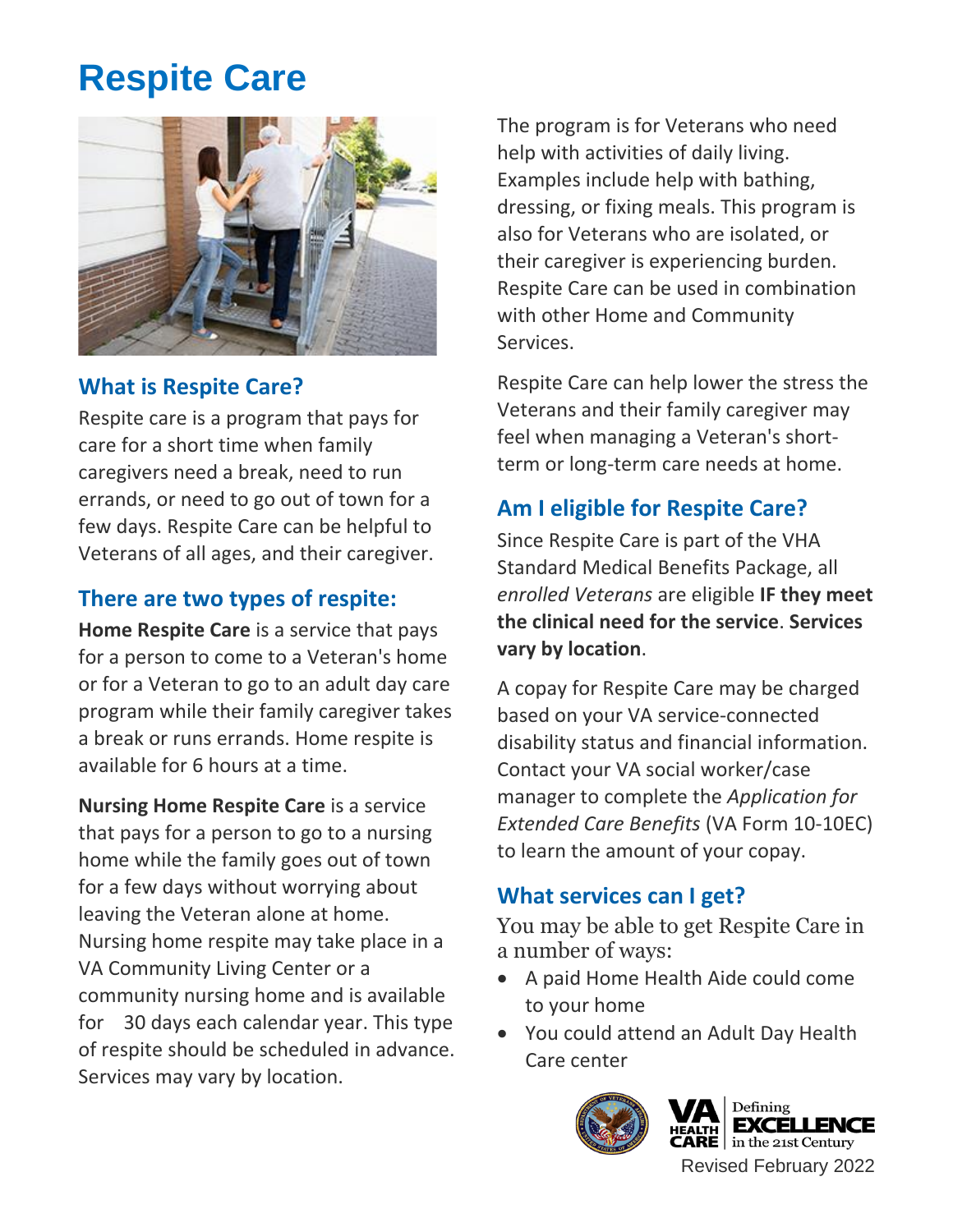# Respite Care

## What is Respite Care?

Respite care is a program that pays for care for a short time when family caregivers need a break, need to run errands, or need to go out of town for a few days. Respite Care can be helpful to Veterans of all ages, and their caregiver.

## There are two types of respite:

**Home Respite Care** is a service that pays for a person to come to a Veteran's home or for a Veteran to go to an adult day care program while their family caregiver takes a break or runs errands. Home respite is available for 6 hours at a time.

**Nursing Home Respite Care** is a service that pays for a person to go to a nursing home while the family goes out of town for a few days without worrying about leaving the Veteran alone at home. Nursing home respite may take place in a VA Community Living Center or a community nursing home and is available for 30 days each calendar year. This type of respite should be scheduled in advance. Services may vary by location.

The program is for Veterans who need help with activities of daily living. Examples include help with bathing, dressing, or fixing meals. This program is also for Veterans who are isolated, or their caregiver is experiencing burden. Respite Care can be used in combination with other Home and Community Services.

Respite Care can help lower the stress the Veterans and their family caregiver may feel when managing a Veteran's short-term or long-term care needs at home.

## Am I eligible for Respite Care?

Since Respite Care is part of the VHA Standard Medical Benefits Package, all *enrolled Veterans* are eligible **IF they meet the clinical need for the service**. **Services vary by location**.

A copay for Respite Care may be charged based on your VA service-connected disability status and financial information. Contact your VA social worker/case manager to complete the *Application for Extended Care Benefits* (VA Form 10-10EC) to learn the amount of your copay.

## What services can I get?

You may be able to get Respite Care in a number of ways:

- A paid Home Health Aide could come to your home
- You could attend an Adult Day Health Care center

VA Health Care — Defining EXCELLENCE in the 21st Century

Revised February 2022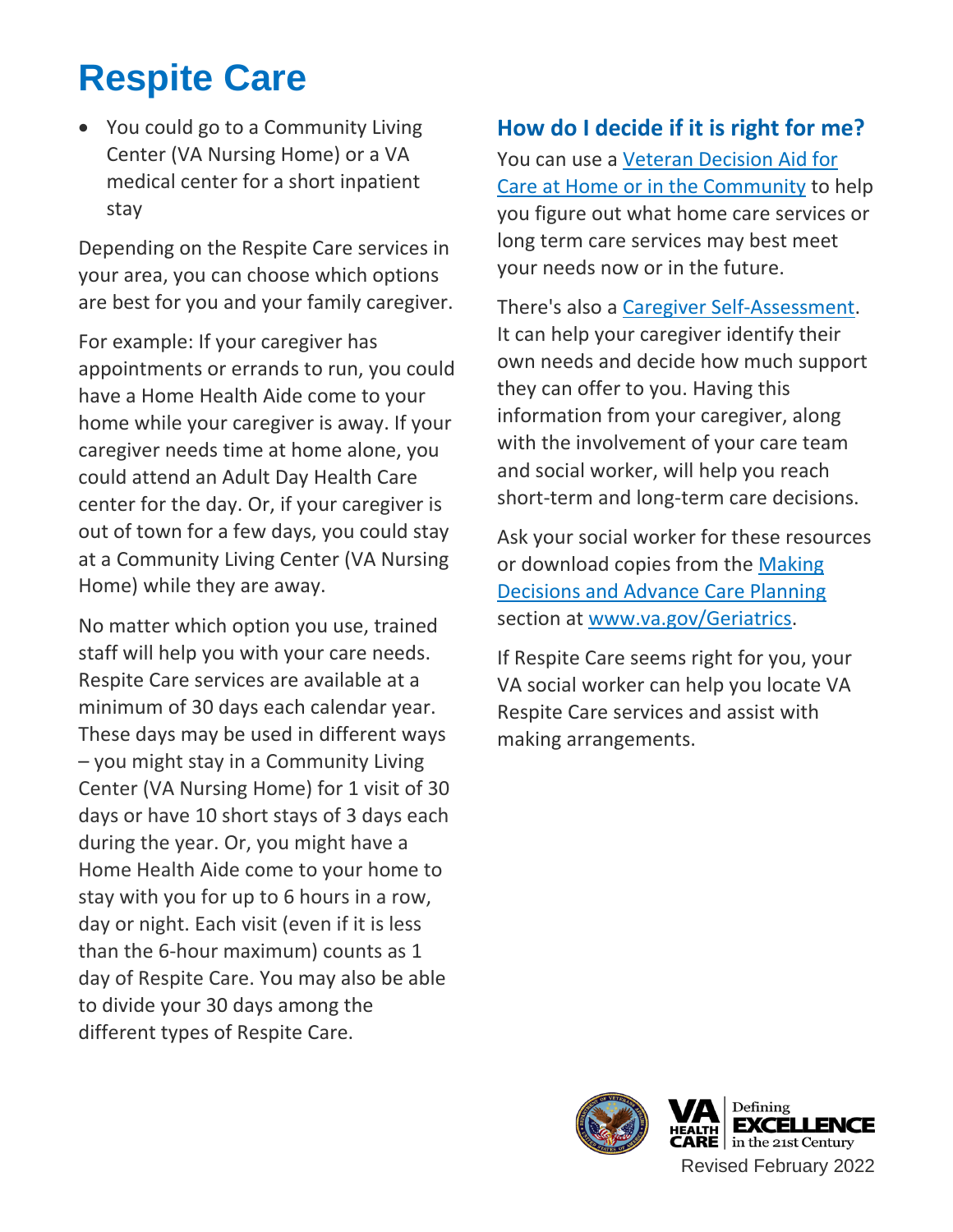# Respite Care

- You could go to a Community Living Center (VA Nursing Home) or a VA medical center for a short inpatient stay

Depending on the Respite Care services in your area, you can choose which options are best for you and your family caregiver.

For example: If your caregiver has appointments or errands to run, you could have a Home Health Aide come to your home while your caregiver is away. If your caregiver needs time at home alone, you could attend an Adult Day Health Care center for the day. Or, if your caregiver is out of town for a few days, you could stay at a Community Living Center (VA Nursing Home) while they are away.

No matter which option you use, trained staff will help you with your care needs. Respite Care services are available at a minimum of 30 days each calendar year. These days may be used in different ways – you might stay in a Community Living Center (VA Nursing Home) for 1 visit of 30 days or have 10 short stays of 3 days each during the year. Or, you might have a Home Health Aide come to your home to stay with you for up to 6 hours in a row, day or night. Each visit (even if it is less than the 6-hour maximum) counts as 1 day of Respite Care. You may also be able to divide your 30 days among the different types of Respite Care.

## How do I decide if it is right for me?

You can use a Veteran Decision Aid for Care at Home or in the Community to help you figure out what home care services or long term care services may best meet your needs now or in the future.

There's also a Caregiver Self-Assessment. It can help your caregiver identify their own needs and decide how much support they can offer to you. Having this information from your caregiver, along with the involvement of your care team and social worker, will help you reach short-term and long-term care decisions.

Ask your social worker for these resources or download copies from the Making Decisions and Advance Care Planning section at www.va.gov/Geriatrics.

If Respite Care seems right for you, your VA social worker can help you locate VA Respite Care services and assist with making arrangements.

VA HEALTH CARE | Defining EXCELLENCE in the 21st Century

Revised February 2022